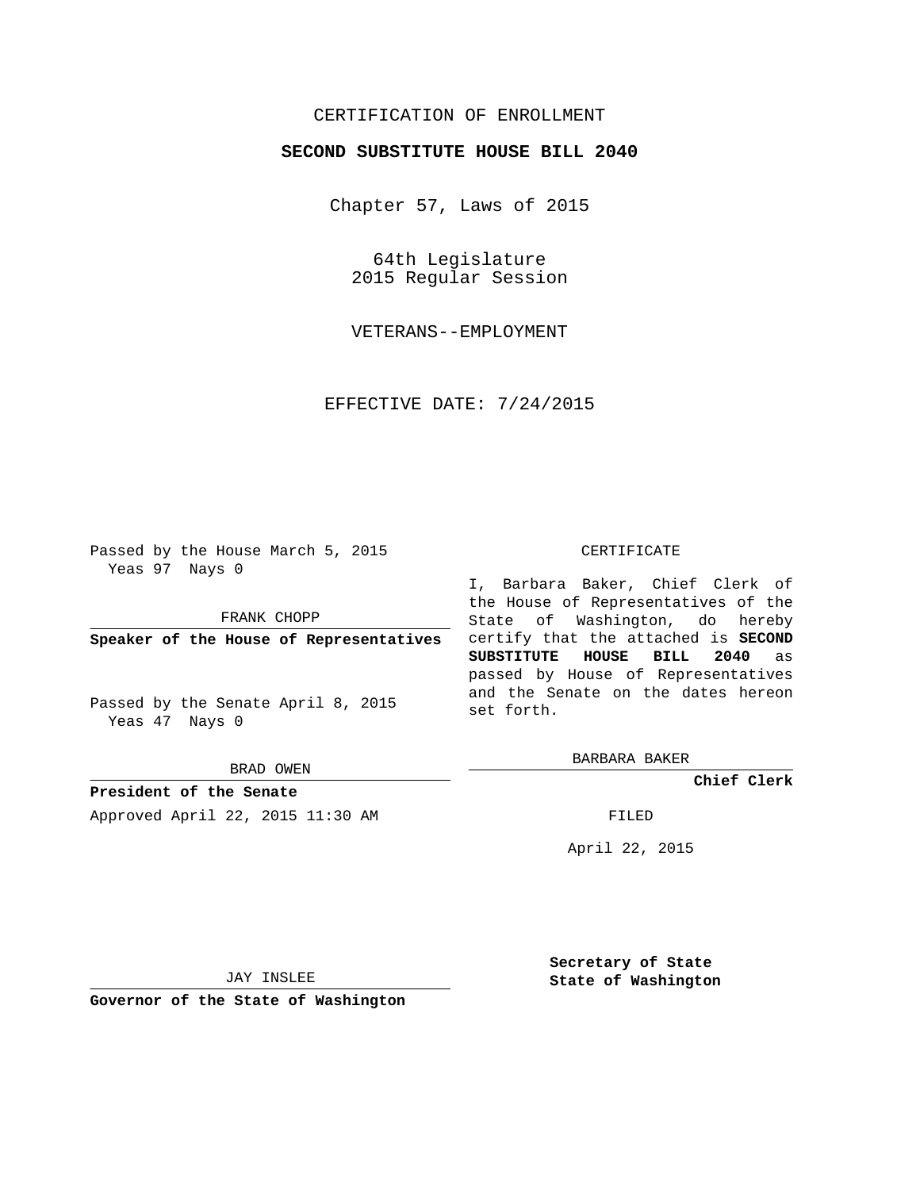CERTIFICATION OF ENROLLMENT

**SECOND SUBSTITUTE HOUSE BILL 2040**

Chapter 57, Laws of 2015

64th Legislature
2015 Regular Session

VETERANS--EMPLOYMENT

EFFECTIVE DATE: 7/24/2015

Passed by the House March 5, 2015
Yeas 97 Nays 0

FRANK CHOPP

**Speaker of the House of Representatives**

Passed by the Senate April 8, 2015
Yeas 47 Nays 0

BRAD OWEN

**President of the Senate**

Approved April 22, 2015 11:30 AM

JAY INSLEE

**Governor of the State of Washington**

CERTIFICATE

I, Barbara Baker, Chief Clerk of the House of Representatives of the State of Washington, do hereby certify that the attached is **SECOND SUBSTITUTE HOUSE BILL 2040** as passed by House of Representatives and the Senate on the dates hereon set forth.

BARBARA BAKER

**Chief Clerk**

FILED

April 22, 2015

**Secretary of State**
**State of Washington**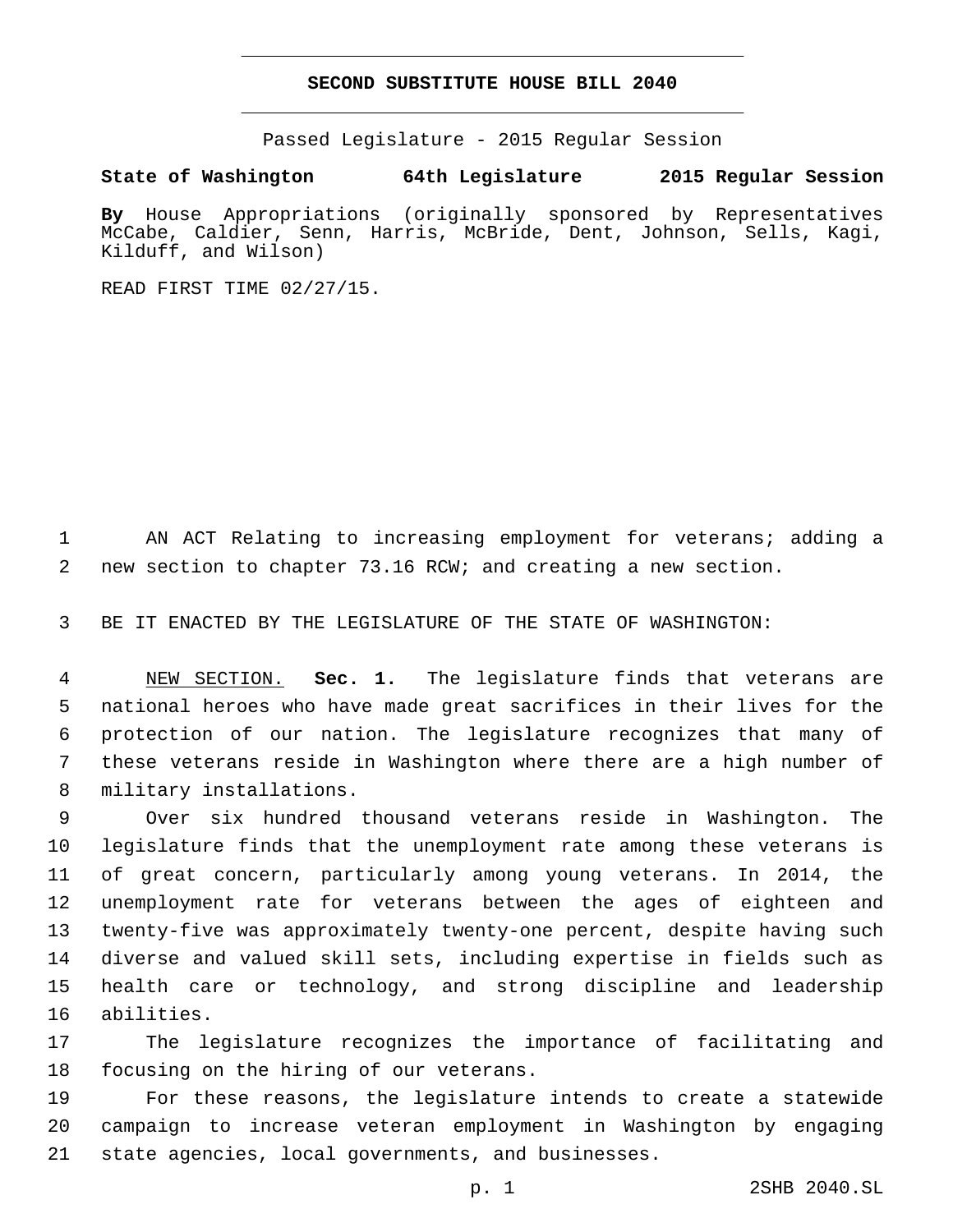# SECOND SUBSTITUTE HOUSE BILL 2040

Passed Legislature - 2015 Regular Session

**State of Washington 64th Legislature 2015 Regular Session**

**By** House Appropriations (originally sponsored by Representatives McCabe, Caldier, Senn, Harris, McBride, Dent, Johnson, Sells, Kagi, Kilduff, and Wilson)

READ FIRST TIME 02/27/15.

AN ACT Relating to increasing employment for veterans; adding a new section to chapter 73.16 RCW; and creating a new section.

BE IT ENACTED BY THE LEGISLATURE OF THE STATE OF WASHINGTON:

NEW SECTION. **Sec. 1.** The legislature finds that veterans are national heroes who have made great sacrifices in their lives for the protection of our nation. The legislature recognizes that many of these veterans reside in Washington where there are a high number of military installations.

Over six hundred thousand veterans reside in Washington. The legislature finds that the unemployment rate among these veterans is of great concern, particularly among young veterans. In 2014, the unemployment rate for veterans between the ages of eighteen and twenty-five was approximately twenty-one percent, despite having such diverse and valued skill sets, including expertise in fields such as health care or technology, and strong discipline and leadership abilities.

The legislature recognizes the importance of facilitating and focusing on the hiring of our veterans.

For these reasons, the legislature intends to create a statewide campaign to increase veteran employment in Washington by engaging state agencies, local governments, and businesses.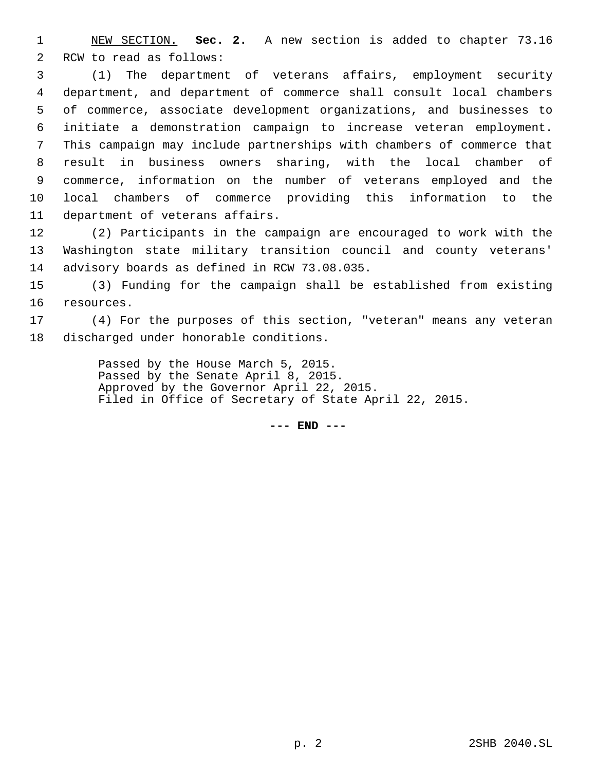NEW SECTION. **Sec. 2.** A new section is added to chapter 73.16 RCW to read as follows:

(1) The department of veterans affairs, employment security department, and department of commerce shall consult local chambers of commerce, associate development organizations, and businesses to initiate a demonstration campaign to increase veteran employment. This campaign may include partnerships with chambers of commerce that result in business owners sharing, with the local chamber of commerce, information on the number of veterans employed and the local chambers of commerce providing this information to the department of veterans affairs.

(2) Participants in the campaign are encouraged to work with the Washington state military transition council and county veterans' advisory boards as defined in RCW 73.08.035.

(3) Funding for the campaign shall be established from existing resources.

(4) For the purposes of this section, "veteran" means any veteran discharged under honorable conditions.

Passed by the House March 5, 2015.
Passed by the Senate April 8, 2015.
Approved by the Governor April 22, 2015.
Filed in Office of Secretary of State April 22, 2015.

**--- END ---**